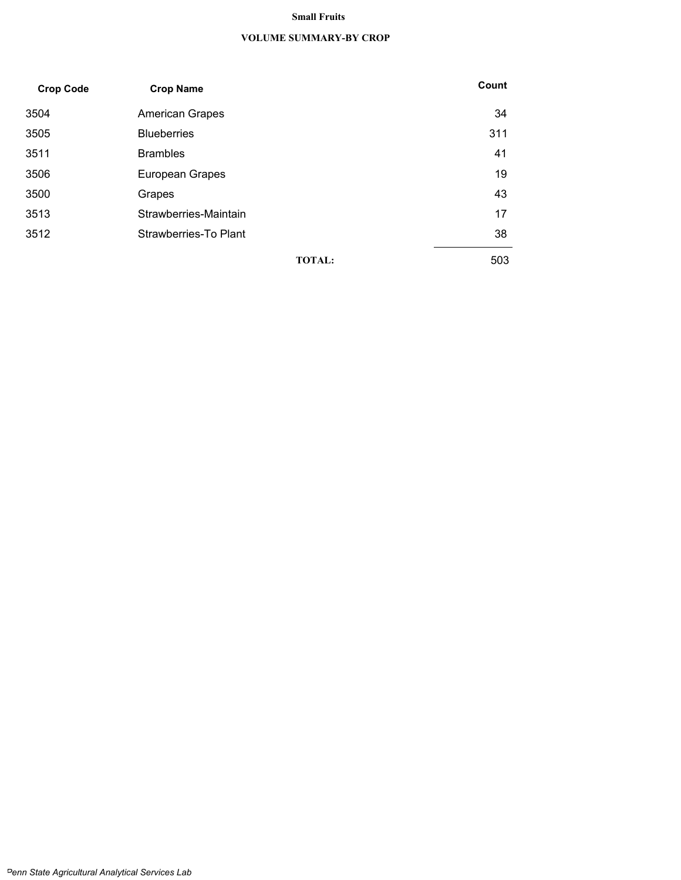# Small Fruits

## VOLUME SUMMARY-BY CROP

| Crop Code | Crop Name | Count |
|---|---|---|
| 3504 | American Grapes | 34 |
| 3505 | Blueberries | 311 |
| 3511 | Brambles | 41 |
| 3506 | European Grapes | 19 |
| 3500 | Grapes | 43 |
| 3513 | Strawberries-Maintain | 17 |
| 3512 | Strawberries-To Plant | 38 |
| | **TOTAL:** | 503 |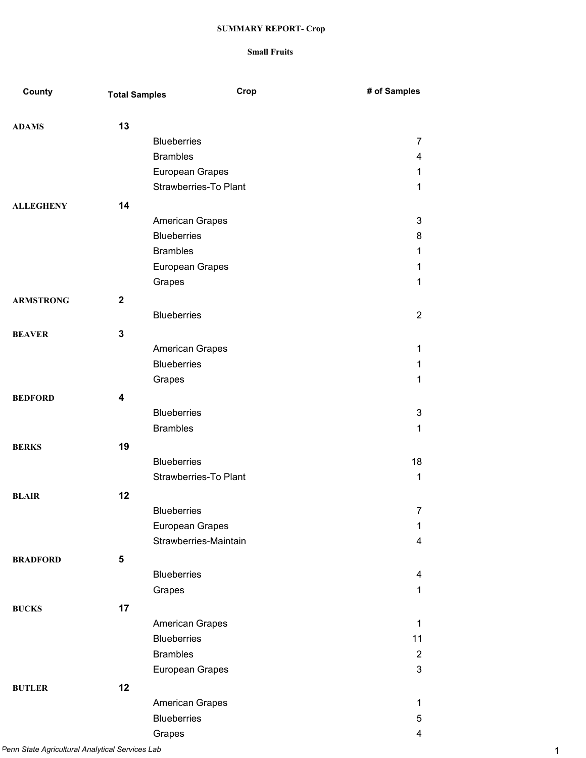**SUMMARY REPORT- Crop**

**Small Fruits**

| County | Total Samples | Crop | # of Samples |
|---|---|---|---|
| **ADAMS** | **13** | | |
| | | Blueberries | 7 |
| | | Brambles | 4 |
| | | European Grapes | 1 |
| | | Strawberries-To Plant | 1 |
| **ALLEGHENY** | **14** | | |
| | | American Grapes | 3 |
| | | Blueberries | 8 |
| | | Brambles | 1 |
| | | European Grapes | 1 |
| | | Grapes | 1 |
| **ARMSTRONG** | **2** | | |
| | | Blueberries | 2 |
| **BEAVER** | **3** | | |
| | | American Grapes | 1 |
| | | Blueberries | 1 |
| | | Grapes | 1 |
| **BEDFORD** | **4** | | |
| | | Blueberries | 3 |
| | | Brambles | 1 |
| **BERKS** | **19** | | |
| | | Blueberries | 18 |
| | | Strawberries-To Plant | 1 |
| **BLAIR** | **12** | | |
| | | Blueberries | 7 |
| | | European Grapes | 1 |
| | | Strawberries-Maintain | 4 |
| **BRADFORD** | **5** | | |
| | | Blueberries | 4 |
| | | Grapes | 1 |
| **BUCKS** | **17** | | |
| | | American Grapes | 1 |
| | | Blueberries | 11 |
| | | Brambles | 2 |
| | | European Grapes | 3 |
| **BUTLER** | **12** | | |
| | | American Grapes | 1 |
| | | Blueberries | 5 |
| | | Grapes | 4 |

*Penn State Agricultural Analytical Services Lab*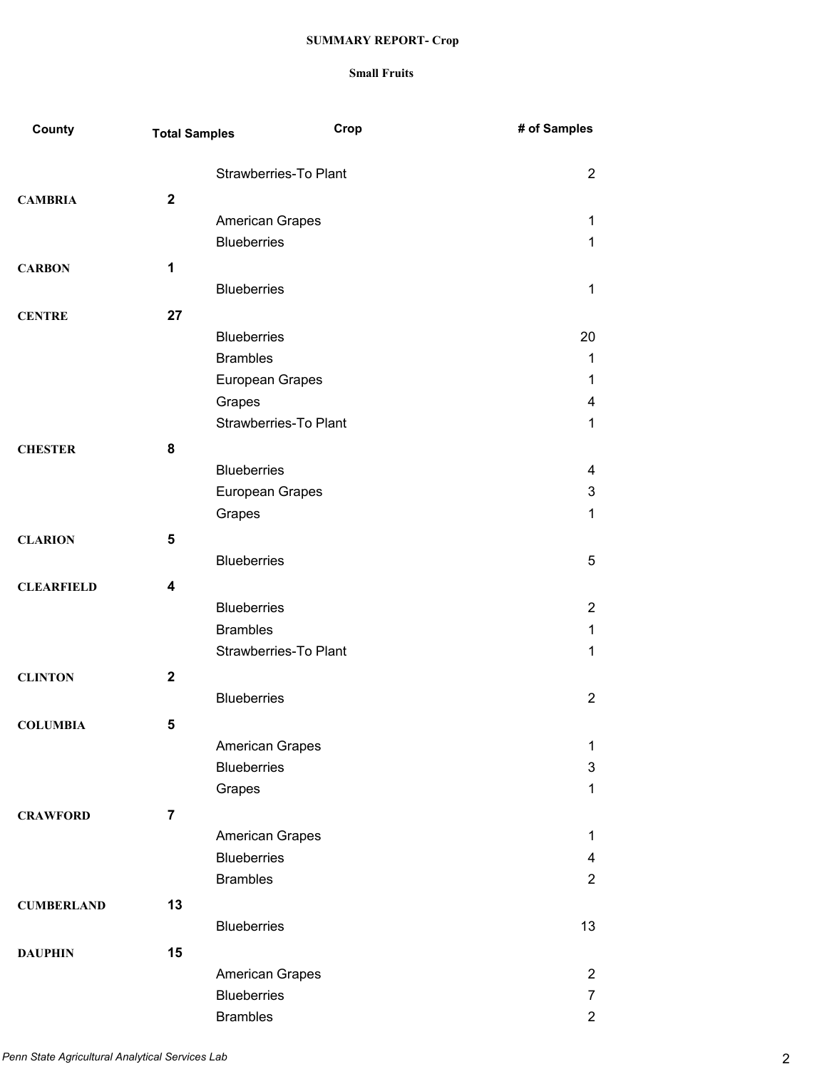**SUMMARY REPORT- Crop**

**Small Fruits**

| County | Total Samples | Crop | # of Samples |
|---|---|---|---|
| | | Strawberries-To Plant | 2 |
| **CAMBRIA** | **2** | | |
| | | American Grapes | 1 |
| | | Blueberries | 1 |
| **CARBON** | **1** | | |
| | | Blueberries | 1 |
| **CENTRE** | **27** | | |
| | | Blueberries | 20 |
| | | Brambles | 1 |
| | | European Grapes | 1 |
| | | Grapes | 4 |
| | | Strawberries-To Plant | 1 |
| **CHESTER** | **8** | | |
| | | Blueberries | 4 |
| | | European Grapes | 3 |
| | | Grapes | 1 |
| **CLARION** | **5** | | |
| | | Blueberries | 5 |
| **CLEARFIELD** | **4** | | |
| | | Blueberries | 2 |
| | | Brambles | 1 |
| | | Strawberries-To Plant | 1 |
| **CLINTON** | **2** | | |
| | | Blueberries | 2 |
| **COLUMBIA** | **5** | | |
| | | American Grapes | 1 |
| | | Blueberries | 3 |
| | | Grapes | 1 |
| **CRAWFORD** | **7** | | |
| | | American Grapes | 1 |
| | | Blueberries | 4 |
| | | Brambles | 2 |
| **CUMBERLAND** | **13** | | |
| | | Blueberries | 13 |
| **DAUPHIN** | **15** | | |
| | | American Grapes | 2 |
| | | Blueberries | 7 |
| | | Brambles | 2 |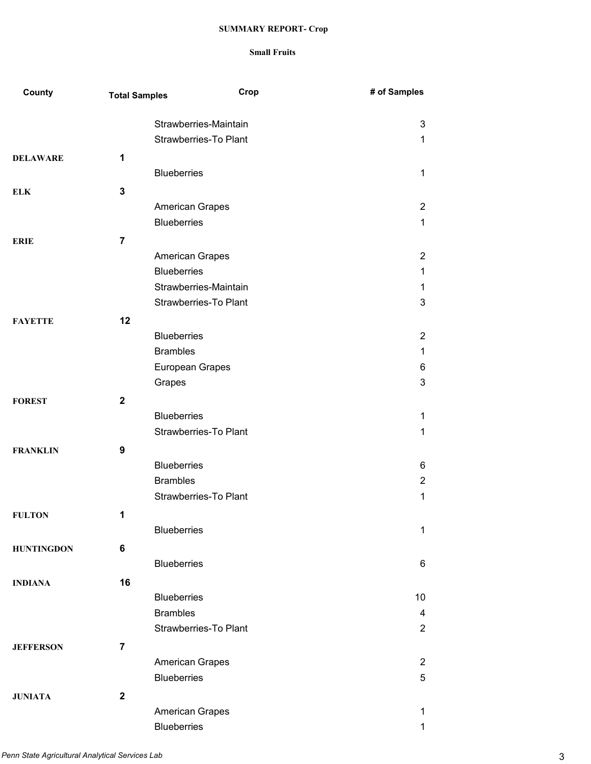**SUMMARY REPORT- Crop**

**Small Fruits**

| County | Total Samples | Crop | # of Samples |
|---|---|---|---|
| | | Strawberries-Maintain | 3 |
| | | Strawberries-To Plant | 1 |
| **DELAWARE** | **1** | | |
| | | Blueberries | 1 |
| **ELK** | **3** | | |
| | | American Grapes | 2 |
| | | Blueberries | 1 |
| **ERIE** | **7** | | |
| | | American Grapes | 2 |
| | | Blueberries | 1 |
| | | Strawberries-Maintain | 1 |
| | | Strawberries-To Plant | 3 |
| **FAYETTE** | **12** | | |
| | | Blueberries | 2 |
| | | Brambles | 1 |
| | | European Grapes | 6 |
| | | Grapes | 3 |
| **FOREST** | **2** | | |
| | | Blueberries | 1 |
| | | Strawberries-To Plant | 1 |
| **FRANKLIN** | **9** | | |
| | | Blueberries | 6 |
| | | Brambles | 2 |
| | | Strawberries-To Plant | 1 |
| **FULTON** | **1** | | |
| | | Blueberries | 1 |
| **HUNTINGDON** | **6** | | |
| | | Blueberries | 6 |
| **INDIANA** | **16** | | |
| | | Blueberries | 10 |
| | | Brambles | 4 |
| | | Strawberries-To Plant | 2 |
| **JEFFERSON** | **7** | | |
| | | American Grapes | 2 |
| | | Blueberries | 5 |
| **JUNIATA** | **2** | | |
| | | American Grapes | 1 |
| | | Blueberries | 1 |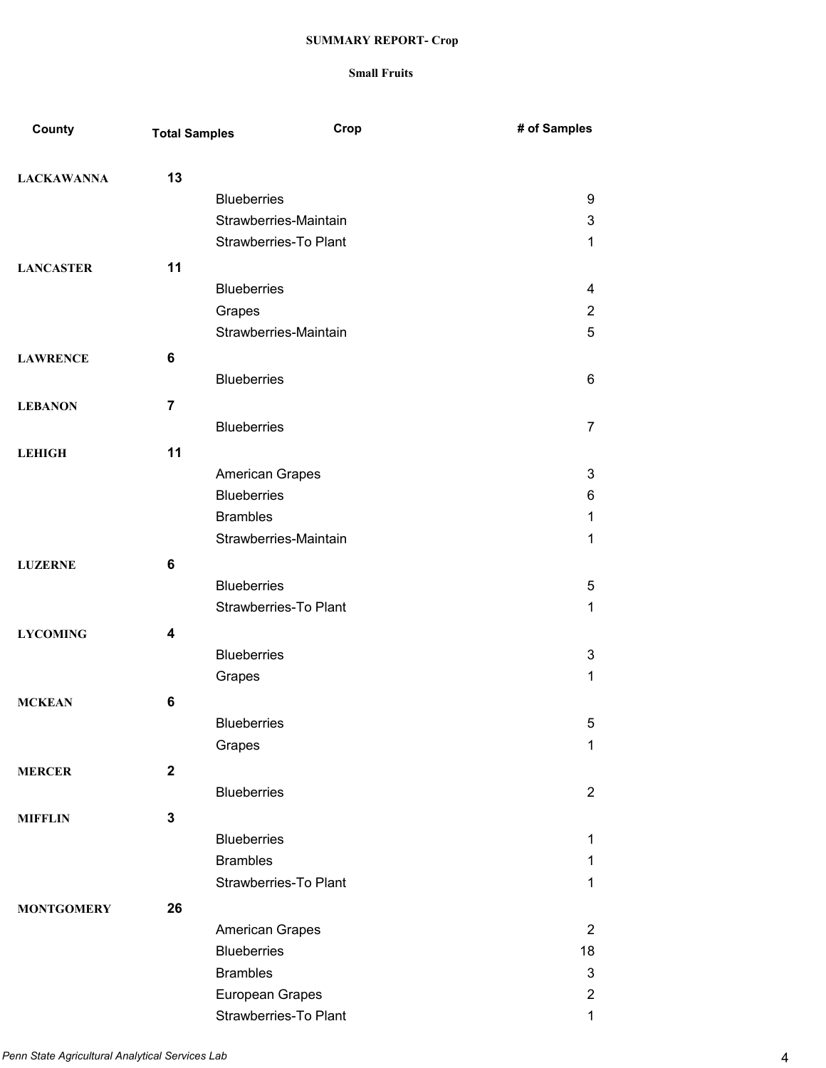# SUMMARY REPORT- Crop

## Small Fruits

| County | Total Samples | Crop | # of Samples |
|---|---|---|---|
| **LACKAWANNA** | **13** | | |
| | | Blueberries | 9 |
| | | Strawberries-Maintain | 3 |
| | | Strawberries-To Plant | 1 |
| **LANCASTER** | **11** | | |
| | | Blueberries | 4 |
| | | Grapes | 2 |
| | | Strawberries-Maintain | 5 |
| **LAWRENCE** | **6** | | |
| | | Blueberries | 6 |
| **LEBANON** | **7** | | |
| | | Blueberries | 7 |
| **LEHIGH** | **11** | | |
| | | American Grapes | 3 |
| | | Blueberries | 6 |
| | | Brambles | 1 |
| | | Strawberries-Maintain | 1 |
| **LUZERNE** | **6** | | |
| | | Blueberries | 5 |
| | | Strawberries-To Plant | 1 |
| **LYCOMING** | **4** | | |
| | | Blueberries | 3 |
| | | Grapes | 1 |
| **MCKEAN** | **6** | | |
| | | Blueberries | 5 |
| | | Grapes | 1 |
| **MERCER** | **2** | | |
| | | Blueberries | 2 |
| **MIFFLIN** | **3** | | |
| | | Blueberries | 1 |
| | | Brambles | 1 |
| | | Strawberries-To Plant | 1 |
| **MONTGOMERY** | **26** | | |
| | | American Grapes | 2 |
| | | Blueberries | 18 |
| | | Brambles | 3 |
| | | European Grapes | 2 |
| | | Strawberries-To Plant | 1 |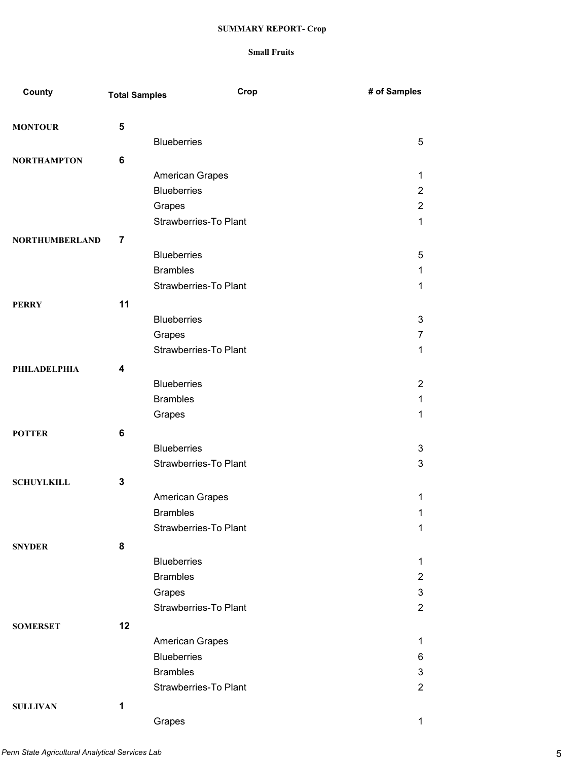**SUMMARY REPORT- Crop**

**Small Fruits**

| County | Total Samples | Crop | # of Samples |
|---|---|---|---|
| **MONTOUR** | **5** | | |
| | | Blueberries | 5 |
| **NORTHAMPTON** | **6** | | |
| | | American Grapes | 1 |
| | | Blueberries | 2 |
| | | Grapes | 2 |
| | | Strawberries-To Plant | 1 |
| **NORTHUMBERLAND** | **7** | | |
| | | Blueberries | 5 |
| | | Brambles | 1 |
| | | Strawberries-To Plant | 1 |
| **PERRY** | **11** | | |
| | | Blueberries | 3 |
| | | Grapes | 7 |
| | | Strawberries-To Plant | 1 |
| **PHILADELPHIA** | **4** | | |
| | | Blueberries | 2 |
| | | Brambles | 1 |
| | | Grapes | 1 |
| **POTTER** | **6** | | |
| | | Blueberries | 3 |
| | | Strawberries-To Plant | 3 |
| **SCHUYLKILL** | **3** | | |
| | | American Grapes | 1 |
| | | Brambles | 1 |
| | | Strawberries-To Plant | 1 |
| **SNYDER** | **8** | | |
| | | Blueberries | 1 |
| | | Brambles | 2 |
| | | Grapes | 3 |
| | | Strawberries-To Plant | 2 |
| **SOMERSET** | **12** | | |
| | | American Grapes | 1 |
| | | Blueberries | 6 |
| | | Brambles | 3 |
| | | Strawberries-To Plant | 2 |
| **SULLIVAN** | **1** | | |
| | | Grapes | 1 |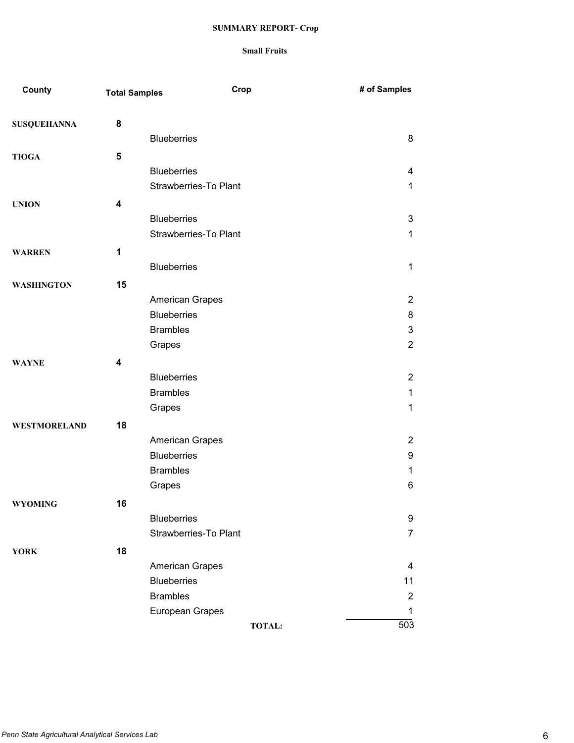**SUMMARY REPORT- Crop**

**Small Fruits**

| County | Total Samples | Crop | # of Samples |
|---|---|---|---|
| **SUSQUEHANNA** | **8** | | |
| | | Blueberries | 8 |
| **TIOGA** | **5** | | |
| | | Blueberries | 4 |
| | | Strawberries-To Plant | 1 |
| **UNION** | **4** | | |
| | | Blueberries | 3 |
| | | Strawberries-To Plant | 1 |
| **WARREN** | **1** | | |
| | | Blueberries | 1 |
| **WASHINGTON** | **15** | | |
| | | American Grapes | 2 |
| | | Blueberries | 8 |
| | | Brambles | 3 |
| | | Grapes | 2 |
| **WAYNE** | **4** | | |
| | | Blueberries | 2 |
| | | Brambles | 1 |
| | | Grapes | 1 |
| **WESTMORELAND** | **18** | | |
| | | American Grapes | 2 |
| | | Blueberries | 9 |
| | | Brambles | 1 |
| | | Grapes | 6 |
| **WYOMING** | **16** | | |
| | | Blueberries | 9 |
| | | Strawberries-To Plant | 7 |
| **YORK** | **18** | | |
| | | American Grapes | 4 |
| | | Blueberries | 11 |
| | | Brambles | 2 |
| | | European Grapes | 1 |
| | | **TOTAL:** | 503 |

*Penn State Agricultural Analytical Services Lab*